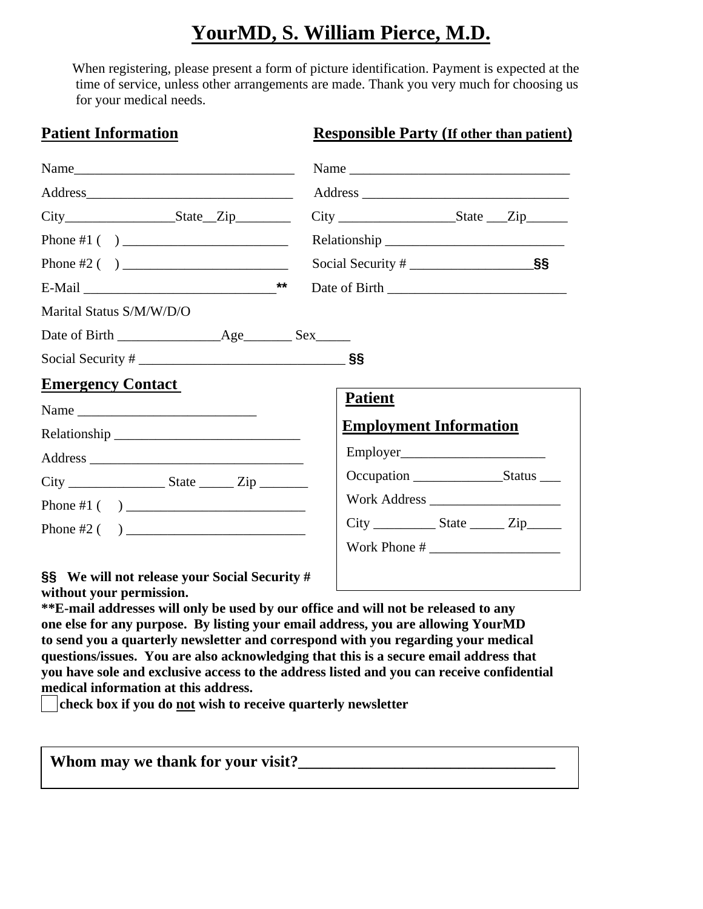# YourMD, S. William Pierce, M.D.

When registering, please present a form of picture identification. Payment is expected at the time of service, unless other arrangements are made. Thank you very much for choosing us for your medical needs.

## Patient Information

Name_______________________________

Address_____________________________

City________________State__Zip________

Phone #1 (    ) ________________________

Phone #2 (    ) ________________________

E-Mail ____________________________**

Marital Status S/M/W/D/O

Date of Birth _______________Age_______ Sex_____

Social Security # _____________________________ §§

## Responsible Party (If other than patient)

Name _______________________________

Address _____________________________

City _________________State ___Zip______

Relationship _________________________

Social Security # _________________§§

Date of Birth _________________________

## Emergency Contact

Name _________________________

Relationship ___________________________

Address _______________________________

City ______________ State _____ Zip _______

Phone #1 (    ) __________________________

Phone #2 (    ) __________________________

## Patient Employment Information

Employer_____________________

Occupation _____________Status ___

Work Address ___________________

City _________ State _____ Zip_____

Work Phone # ___________________

**§§ We will not release your Social Security # without your permission.**

****E-mail addresses will only be used by our office and will not be released to any one else for any purpose. By listing your email address, you are allowing YourMD to send you a quarterly newsletter and correspond with you regarding your medical questions/issues. You are also acknowledging that this is a secure email address that you have sole and exclusive access to the address listed and you can receive confidential medical information at this address.**

☐ **check box if you do not wish to receive quarterly newsletter**

**Whom may we thank for your visit?_______________________________**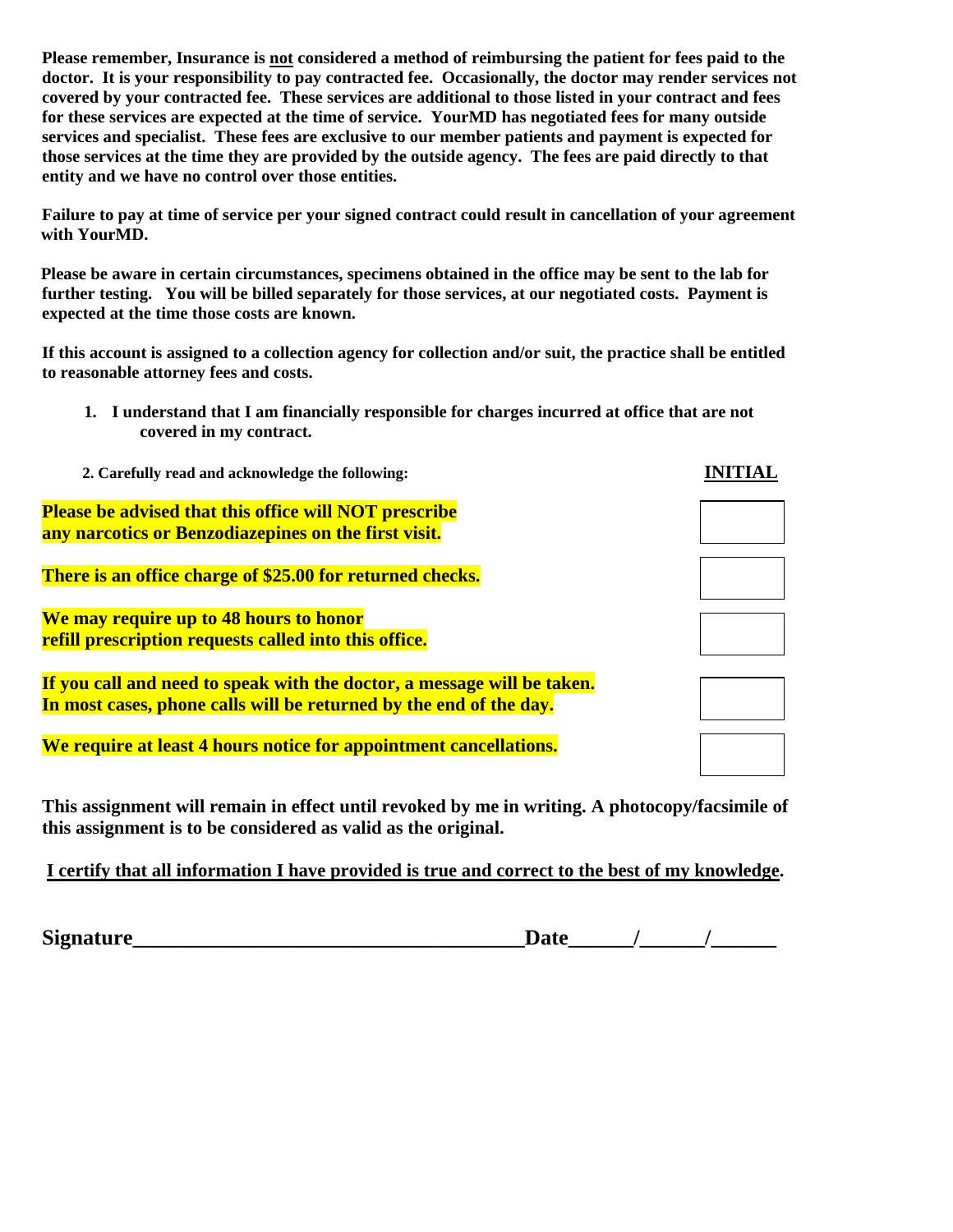**Please remember, Insurance is not considered a method of reimbursing the patient for fees paid to the doctor. It is your responsibility to pay contracted fee. Occasionally, the doctor may render services not covered by your contracted fee. These services are additional to those listed in your contract and fees for these services are expected at the time of service. YourMD has negotiated fees for many outside services and specialist. These fees are exclusive to our member patients and payment is expected for those services at the time they are provided by the outside agency. The fees are paid directly to that entity and we have no control over those entities.**

**Failure to pay at time of service per your signed contract could result in cancellation of your agreement with YourMD.**

**Please be aware in certain circumstances, specimens obtained in the office may be sent to the lab for further testing. You will be billed separately for those services, at our negotiated costs. Payment is expected at the time those costs are known.**

**If this account is assigned to a collection agency for collection and/or suit, the practice shall be entitled to reasonable attorney fees and costs.**

1. **I understand that I am financially responsible for charges incurred at office that are not covered in my contract.**

**2. Carefully read and acknowledge the following:**

| | INITIAL |
|---|---|
| **Please be advised that this office will NOT prescribe any narcotics or Benzodiazepines on the first visit.** | |
| **There is an office charge of $25.00 for returned checks.** | |
| **We may require up to 48 hours to honor refill prescription requests called into this office.** | |
| **If you call and need to speak with the doctor, a message will be taken. In most cases, phone calls will be returned by the end of the day.** | |
| **We require at least 4 hours notice for appointment cancellations.** | |

**This assignment will remain in effect until revoked by me in writing. A photocopy/facsimile of this assignment is to be considered as valid as the original.**

**I certify that all information I have provided is true and correct to the best of my knowledge.**

**Signature____________________________________Date______/______/______**